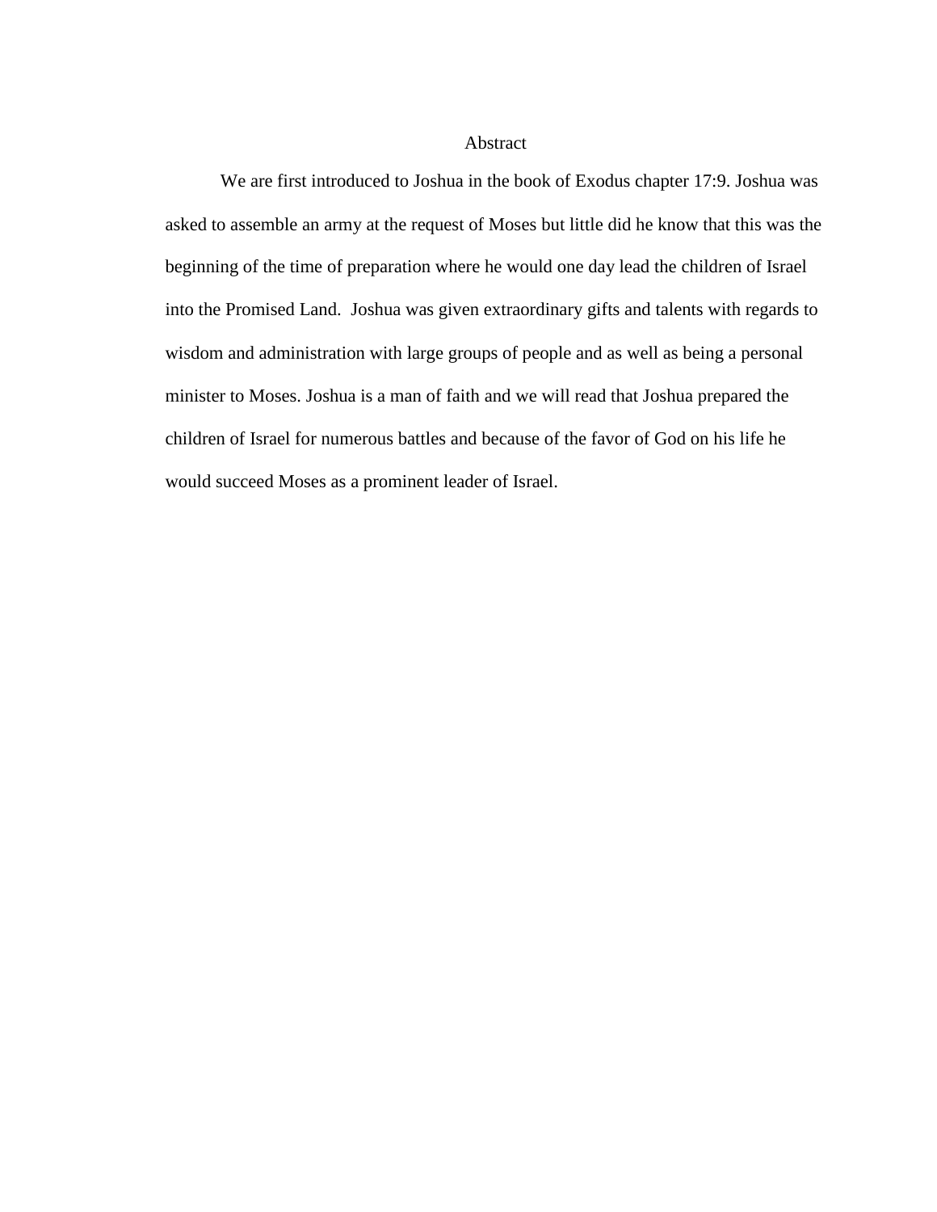# Abstract

We are first introduced to Joshua in the book of Exodus chapter 17:9. Joshua was asked to assemble an army at the request of Moses but little did he know that this was the beginning of the time of preparation where he would one day lead the children of Israel into the Promised Land. Joshua was given extraordinary gifts and talents with regards to wisdom and administration with large groups of people and as well as being a personal minister to Moses. Joshua is a man of faith and we will read that Joshua prepared the children of Israel for numerous battles and because of the favor of God on his life he would succeed Moses as a prominent leader of Israel.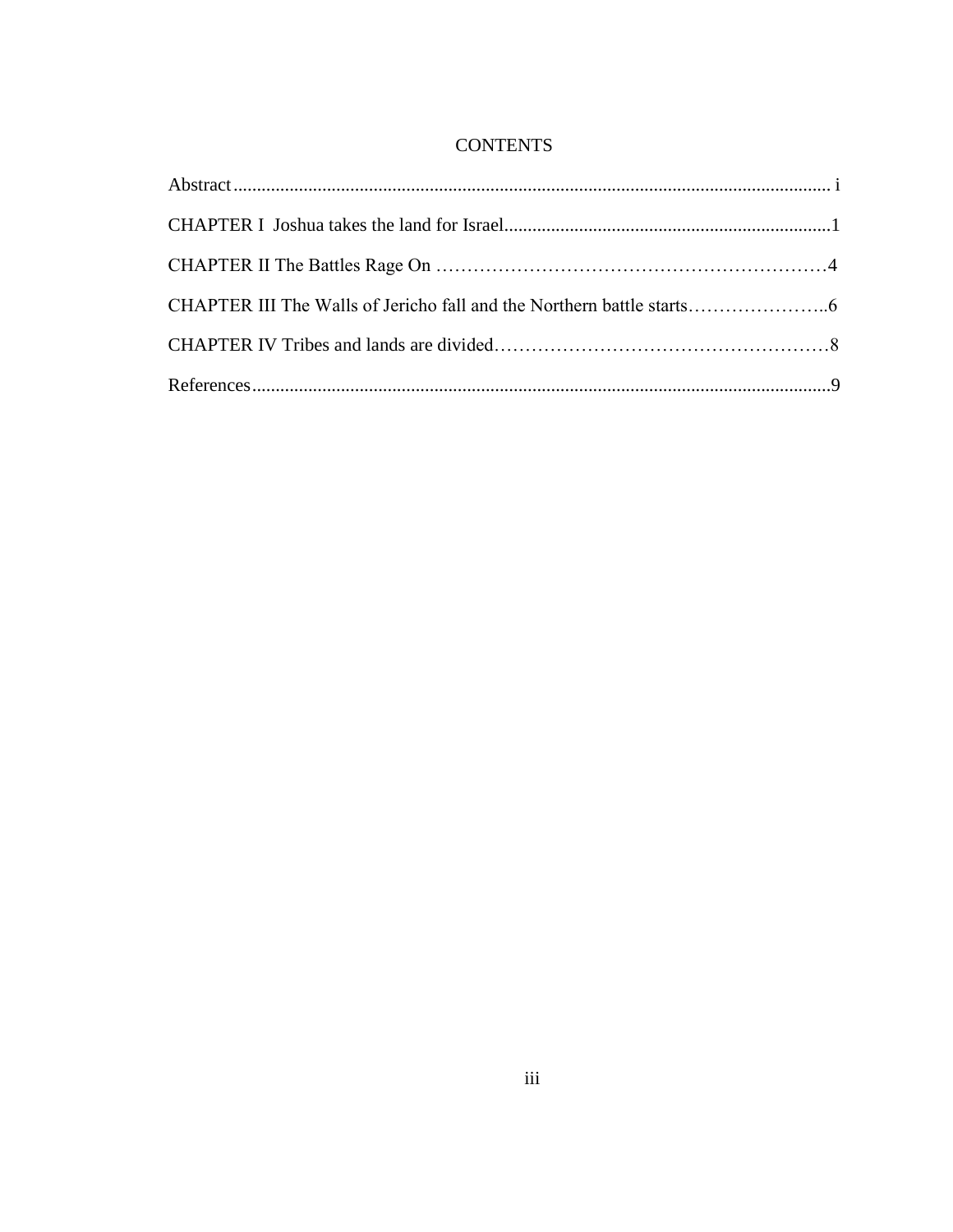# CONTENTS

Abstract ................................................................................................................................ i

CHAPTER I  Joshua takes the land for Israel......................................................................1

CHAPTER II The Battles Rage On ……………………………………………………4

CHAPTER III The Walls of Jericho fall and the Northern battle starts…………………..6

CHAPTER IV Tribes and lands are divided………………………………………………8

References...........................................................................................................................9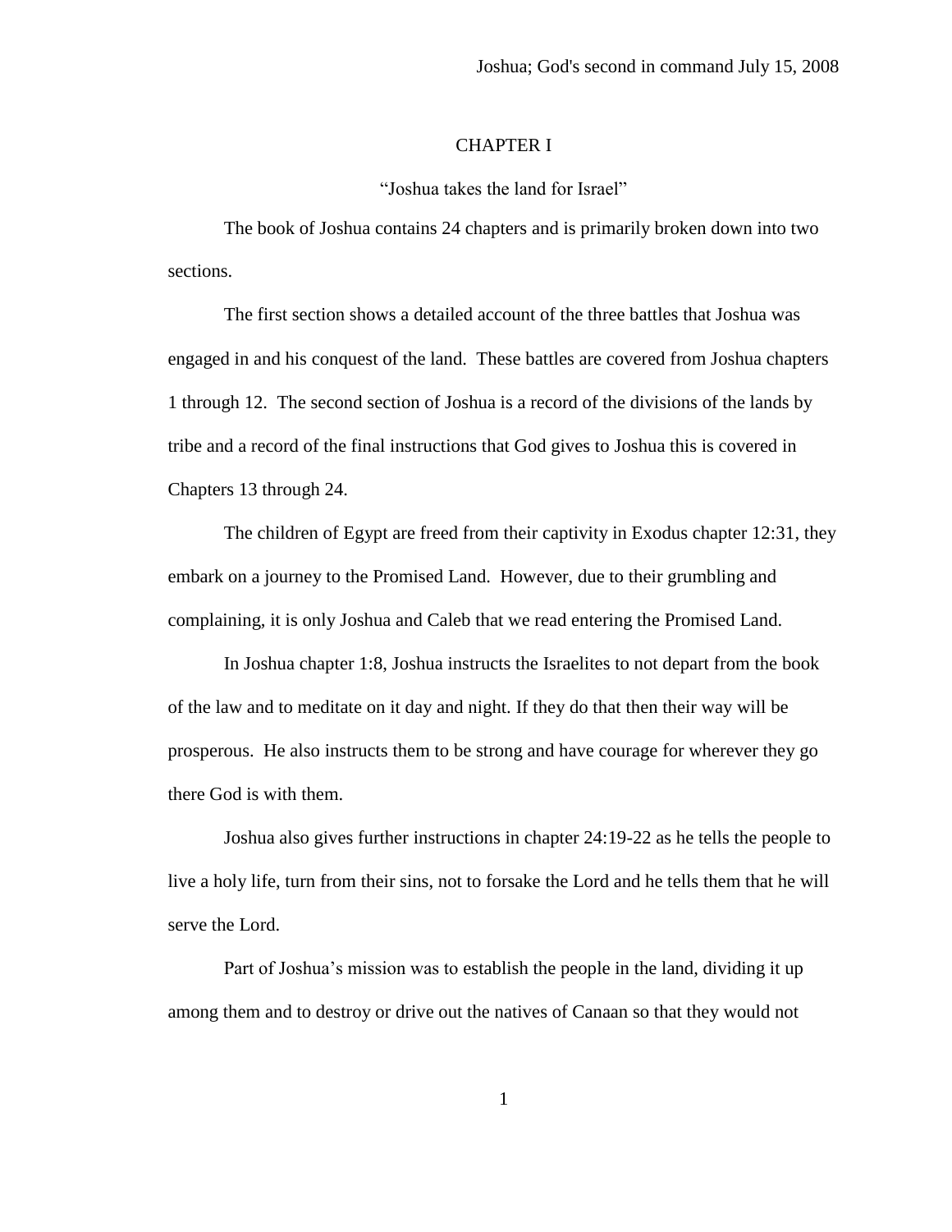# CHAPTER I

## "Joshua takes the land for Israel"

The book of Joshua contains 24 chapters and is primarily broken down into two sections.

The first section shows a detailed account of the three battles that Joshua was engaged in and his conquest of the land. These battles are covered from Joshua chapters 1 through 12. The second section of Joshua is a record of the divisions of the lands by tribe and a record of the final instructions that God gives to Joshua this is covered in Chapters 13 through 24.

The children of Egypt are freed from their captivity in Exodus chapter 12:31, they embark on a journey to the Promised Land. However, due to their grumbling and complaining, it is only Joshua and Caleb that we read entering the Promised Land.

In Joshua chapter 1:8, Joshua instructs the Israelites to not depart from the book of the law and to meditate on it day and night. If they do that then their way will be prosperous. He also instructs them to be strong and have courage for wherever they go there God is with them.

Joshua also gives further instructions in chapter 24:19-22 as he tells the people to live a holy life, turn from their sins, not to forsake the Lord and he tells them that he will serve the Lord.

Part of Joshua's mission was to establish the people in the land, dividing it up among them and to destroy or drive out the natives of Canaan so that they would not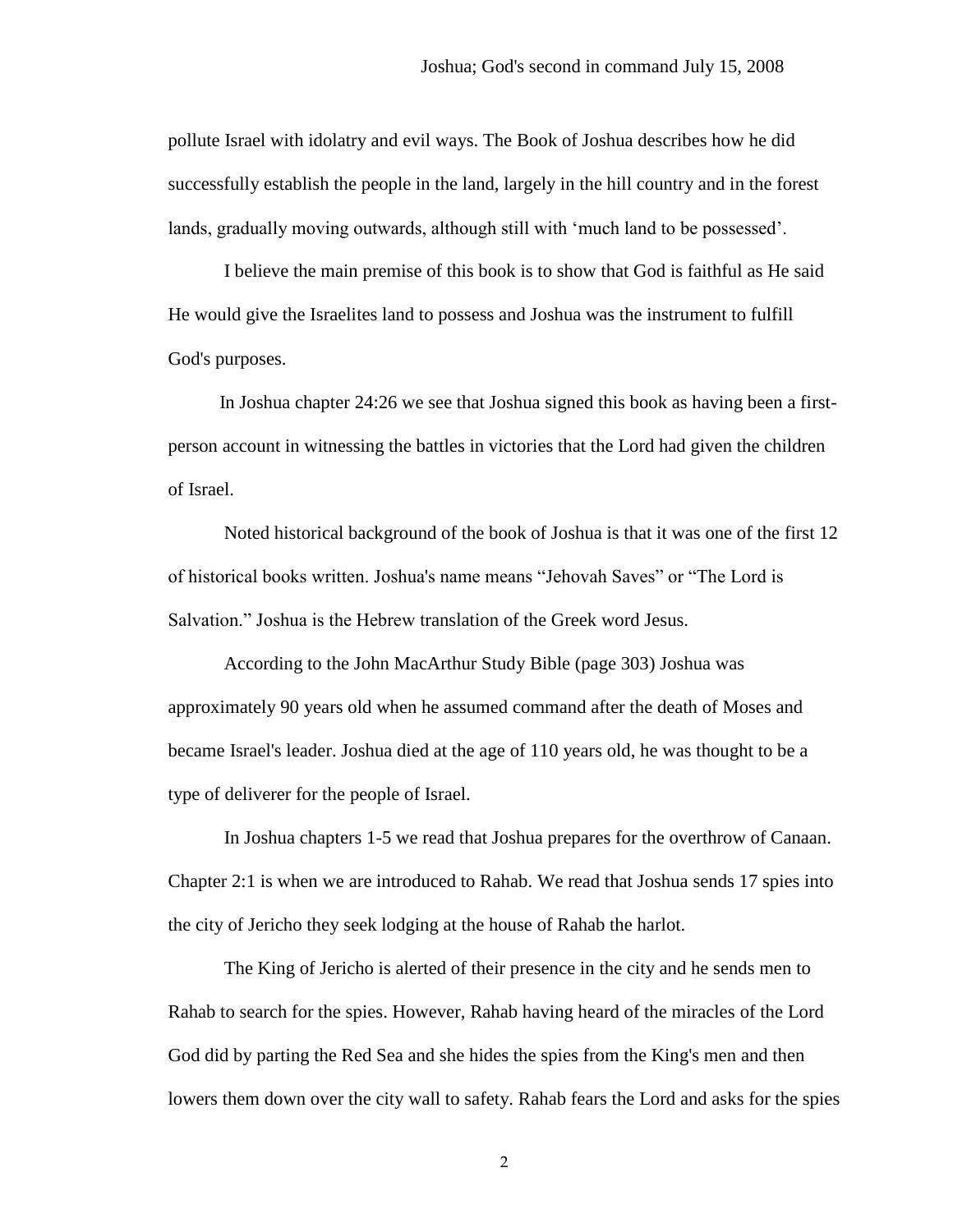pollute Israel with idolatry and evil ways. The Book of Joshua describes how he did successfully establish the people in the land, largely in the hill country and in the forest lands, gradually moving outwards, although still with 'much land to be possessed'.

I believe the main premise of this book is to show that God is faithful as He said He would give the Israelites land to possess and Joshua was the instrument to fulfill God's purposes.

In Joshua chapter 24:26 we see that Joshua signed this book as having been a first-person account in witnessing the battles in victories that the Lord had given the children of Israel.

Noted historical background of the book of Joshua is that it was one of the first 12 of historical books written. Joshua's name means "Jehovah Saves" or "The Lord is Salvation." Joshua is the Hebrew translation of the Greek word Jesus.

According to the John MacArthur Study Bible (page 303) Joshua was approximately 90 years old when he assumed command after the death of Moses and became Israel's leader. Joshua died at the age of 110 years old, he was thought to be a type of deliverer for the people of Israel.

In Joshua chapters 1-5 we read that Joshua prepares for the overthrow of Canaan. Chapter 2:1 is when we are introduced to Rahab. We read that Joshua sends 17 spies into the city of Jericho they seek lodging at the house of Rahab the harlot.

The King of Jericho is alerted of their presence in the city and he sends men to Rahab to search for the spies. However, Rahab having heard of the miracles of the Lord God did by parting the Red Sea and she hides the spies from the King's men and then lowers them down over the city wall to safety. Rahab fears the Lord and asks for the spies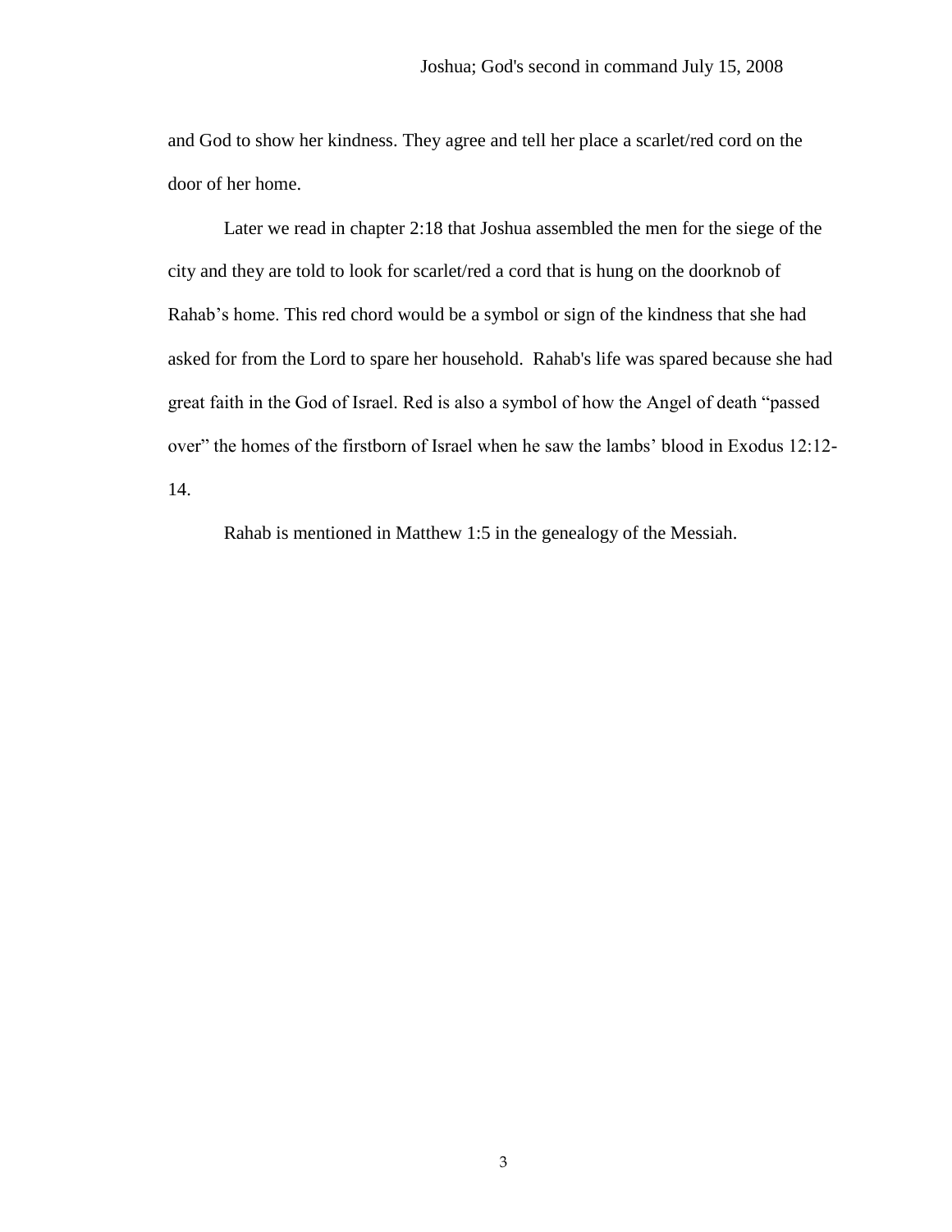and God to show her kindness. They agree and tell her place a scarlet/red cord on the door of her home.

Later we read in chapter 2:18 that Joshua assembled the men for the siege of the city and they are told to look for scarlet/red a cord that is hung on the doorknob of Rahab's home. This red chord would be a symbol or sign of the kindness that she had asked for from the Lord to spare her household. Rahab's life was spared because she had great faith in the God of Israel. Red is also a symbol of how the Angel of death "passed over" the homes of the firstborn of Israel when he saw the lambs' blood in Exodus 12:12-14.

Rahab is mentioned in Matthew 1:5 in the genealogy of the Messiah.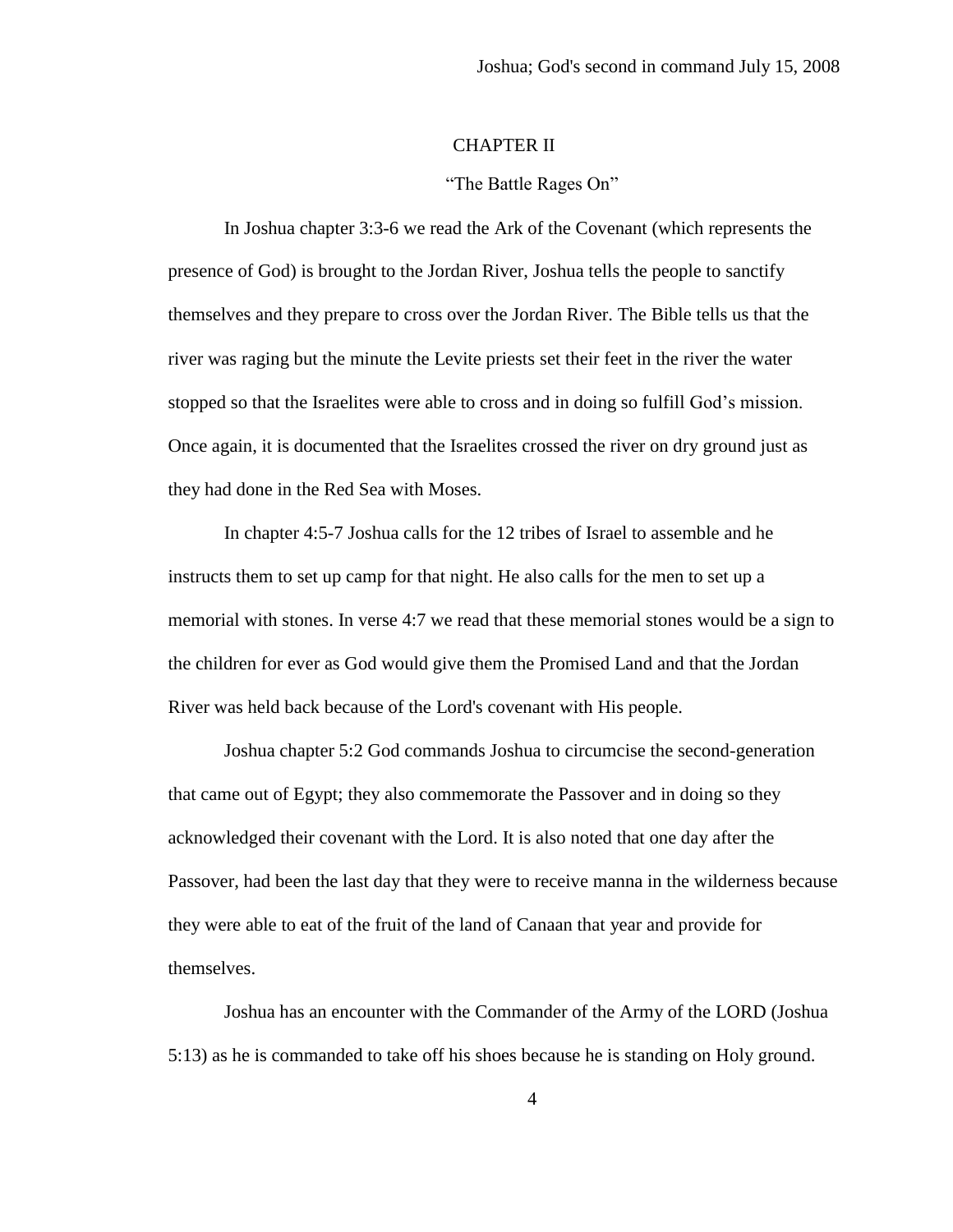## CHAPTER II

### "The Battle Rages On"

In Joshua chapter 3:3-6 we read the Ark of the Covenant (which represents the presence of God) is brought to the Jordan River, Joshua tells the people to sanctify themselves and they prepare to cross over the Jordan River. The Bible tells us that the river was raging but the minute the Levite priests set their feet in the river the water stopped so that the Israelites were able to cross and in doing so fulfill God's mission. Once again, it is documented that the Israelites crossed the river on dry ground just as they had done in the Red Sea with Moses.

In chapter 4:5-7 Joshua calls for the 12 tribes of Israel to assemble and he instructs them to set up camp for that night. He also calls for the men to set up a memorial with stones. In verse 4:7 we read that these memorial stones would be a sign to the children for ever as God would give them the Promised Land and that the Jordan River was held back because of the Lord's covenant with His people.

Joshua chapter 5:2 God commands Joshua to circumcise the second-generation that came out of Egypt; they also commemorate the Passover and in doing so they acknowledged their covenant with the Lord. It is also noted that one day after the Passover, had been the last day that they were to receive manna in the wilderness because they were able to eat of the fruit of the land of Canaan that year and provide for themselves.

Joshua has an encounter with the Commander of the Army of the LORD (Joshua 5:13) as he is commanded to take off his shoes because he is standing on Holy ground.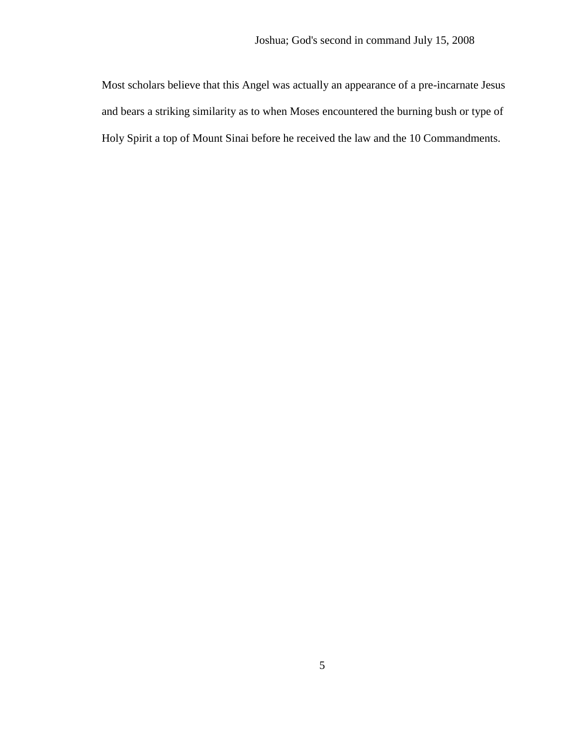Most scholars believe that this Angel was actually an appearance of a pre-incarnate Jesus and bears a striking similarity as to when Moses encountered the burning bush or type of Holy Spirit a top of Mount Sinai before he received the law and the 10 Commandments.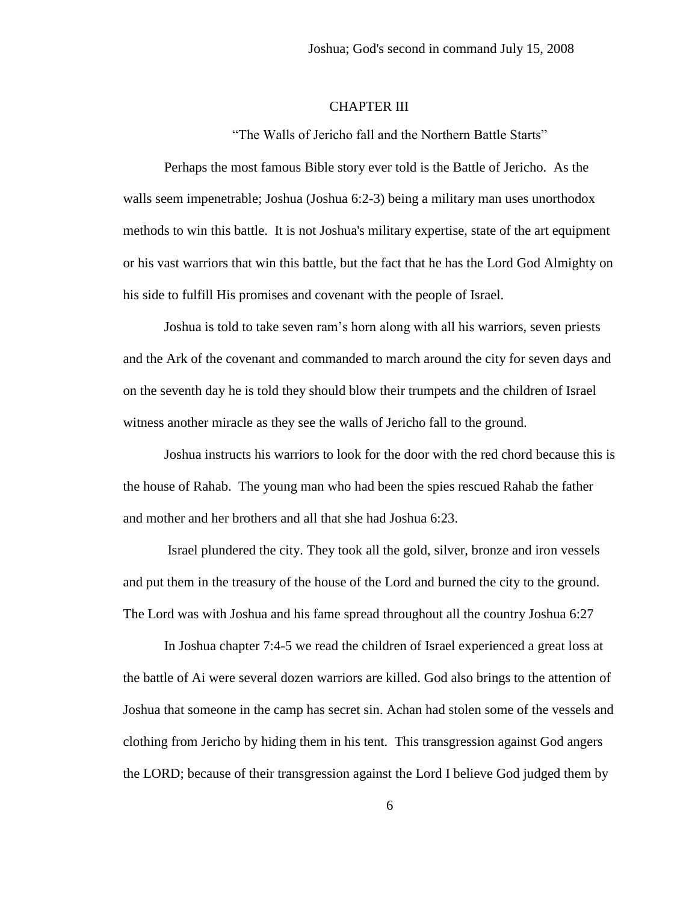## CHAPTER III

"The Walls of Jericho fall and the Northern Battle Starts"

Perhaps the most famous Bible story ever told is the Battle of Jericho. As the walls seem impenetrable; Joshua (Joshua 6:2-3) being a military man uses unorthodox methods to win this battle. It is not Joshua's military expertise, state of the art equipment or his vast warriors that win this battle, but the fact that he has the Lord God Almighty on his side to fulfill His promises and covenant with the people of Israel.

Joshua is told to take seven ram's horn along with all his warriors, seven priests and the Ark of the covenant and commanded to march around the city for seven days and on the seventh day he is told they should blow their trumpets and the children of Israel witness another miracle as they see the walls of Jericho fall to the ground.

Joshua instructs his warriors to look for the door with the red chord because this is the house of Rahab. The young man who had been the spies rescued Rahab the father and mother and her brothers and all that she had Joshua 6:23.

Israel plundered the city. They took all the gold, silver, bronze and iron vessels and put them in the treasury of the house of the Lord and burned the city to the ground. The Lord was with Joshua and his fame spread throughout all the country Joshua 6:27

In Joshua chapter 7:4-5 we read the children of Israel experienced a great loss at the battle of Ai were several dozen warriors are killed. God also brings to the attention of Joshua that someone in the camp has secret sin. Achan had stolen some of the vessels and clothing from Jericho by hiding them in his tent. This transgression against God angers the LORD; because of their transgression against the Lord I believe God judged them by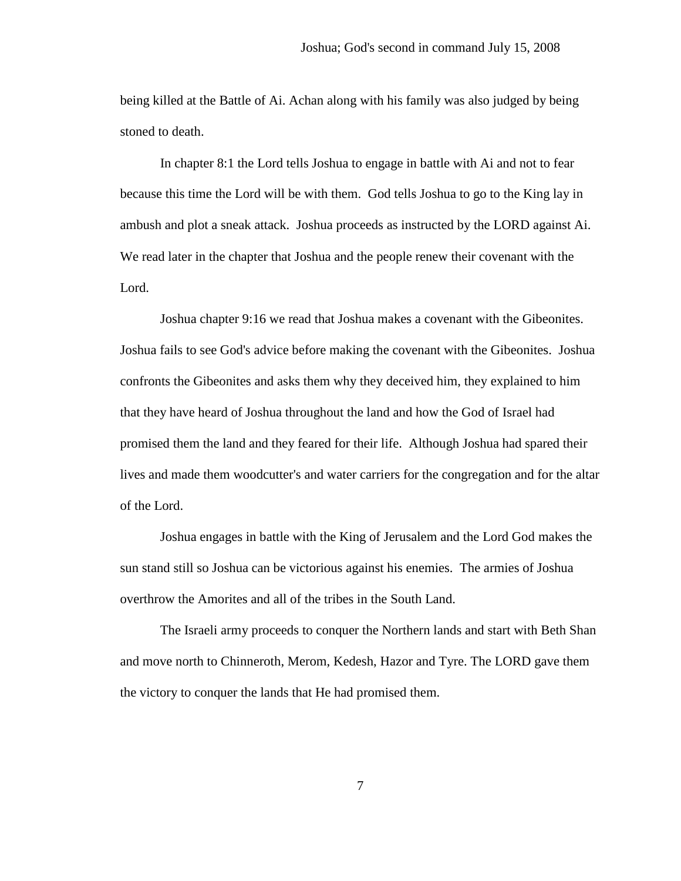being killed at the Battle of Ai. Achan along with his family was also judged by being stoned to death.

In chapter 8:1 the Lord tells Joshua to engage in battle with Ai and not to fear because this time the Lord will be with them. God tells Joshua to go to the King lay in ambush and plot a sneak attack. Joshua proceeds as instructed by the LORD against Ai. We read later in the chapter that Joshua and the people renew their covenant with the Lord.

Joshua chapter 9:16 we read that Joshua makes a covenant with the Gibeonites. Joshua fails to see God's advice before making the covenant with the Gibeonites. Joshua confronts the Gibeonites and asks them why they deceived him, they explained to him that they have heard of Joshua throughout the land and how the God of Israel had promised them the land and they feared for their life. Although Joshua had spared their lives and made them woodcutter's and water carriers for the congregation and for the altar of the Lord.

Joshua engages in battle with the King of Jerusalem and the Lord God makes the sun stand still so Joshua can be victorious against his enemies. The armies of Joshua overthrow the Amorites and all of the tribes in the South Land.

The Israeli army proceeds to conquer the Northern lands and start with Beth Shan and move north to Chinneroth, Merom, Kedesh, Hazor and Tyre. The LORD gave them the victory to conquer the lands that He had promised them.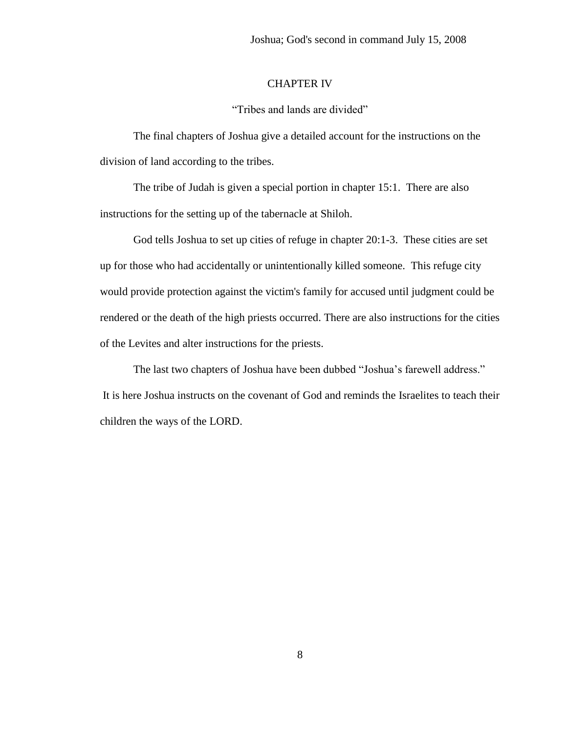## CHAPTER IV

### "Tribes and lands are divided"

The final chapters of Joshua give a detailed account for the instructions on the division of land according to the tribes.

The tribe of Judah is given a special portion in chapter 15:1. There are also instructions for the setting up of the tabernacle at Shiloh.

God tells Joshua to set up cities of refuge in chapter 20:1-3. These cities are set up for those who had accidentally or unintentionally killed someone. This refuge city would provide protection against the victim's family for accused until judgment could be rendered or the death of the high priests occurred. There are also instructions for the cities of the Levites and alter instructions for the priests.

The last two chapters of Joshua have been dubbed "Joshua's farewell address." It is here Joshua instructs on the covenant of God and reminds the Israelites to teach their children the ways of the LORD.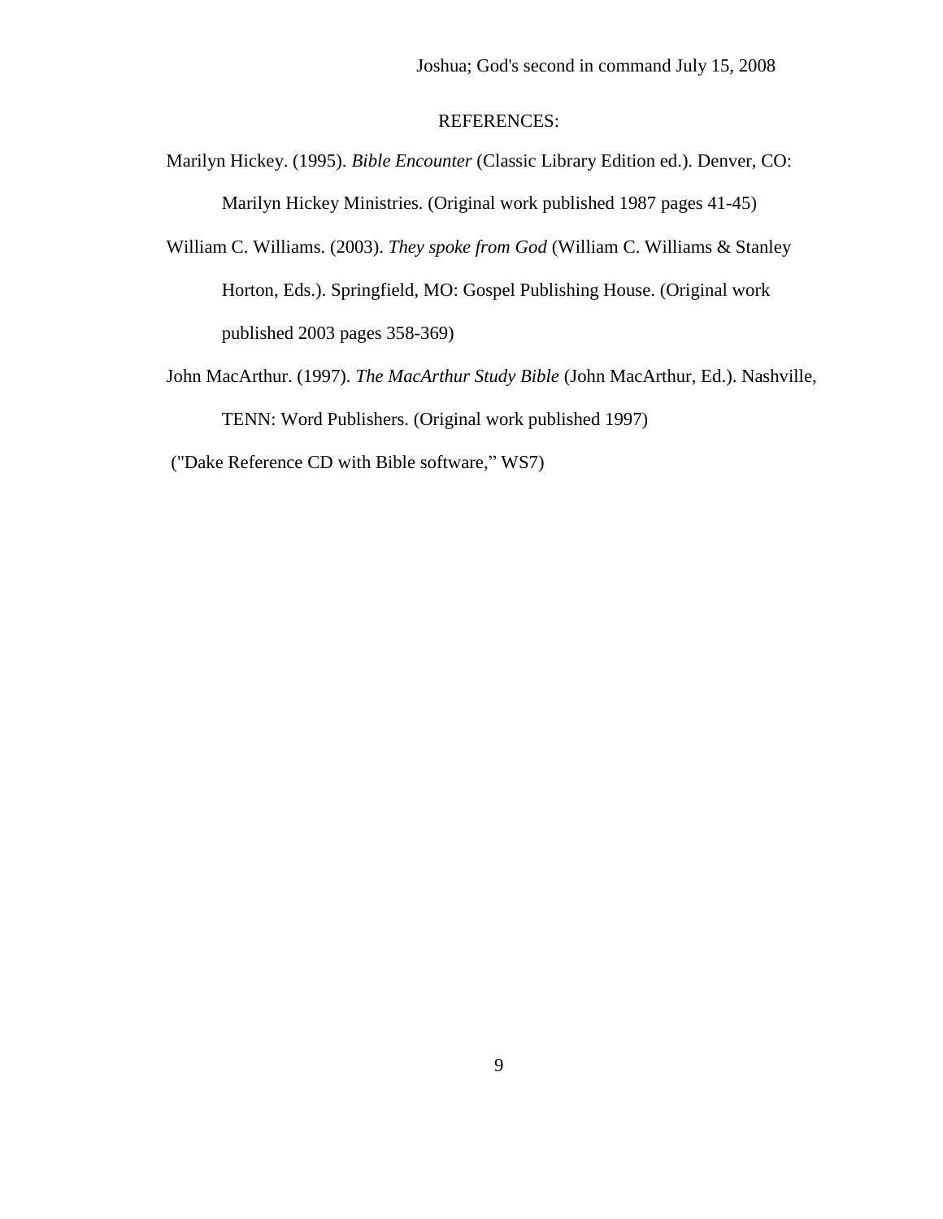REFERENCES:

Marilyn Hickey. (1995). *Bible Encounter* (Classic Library Edition ed.). Denver, CO: Marilyn Hickey Ministries. (Original work published 1987 pages 41-45)

William C. Williams. (2003). *They spoke from God* (William C. Williams & Stanley Horton, Eds.). Springfield, MO: Gospel Publishing House. (Original work published 2003 pages 358-369)

John MacArthur. (1997). *The MacArthur Study Bible* (John MacArthur, Ed.). Nashville, TENN: Word Publishers. (Original work published 1997)

("Dake Reference CD with Bible software," WS7)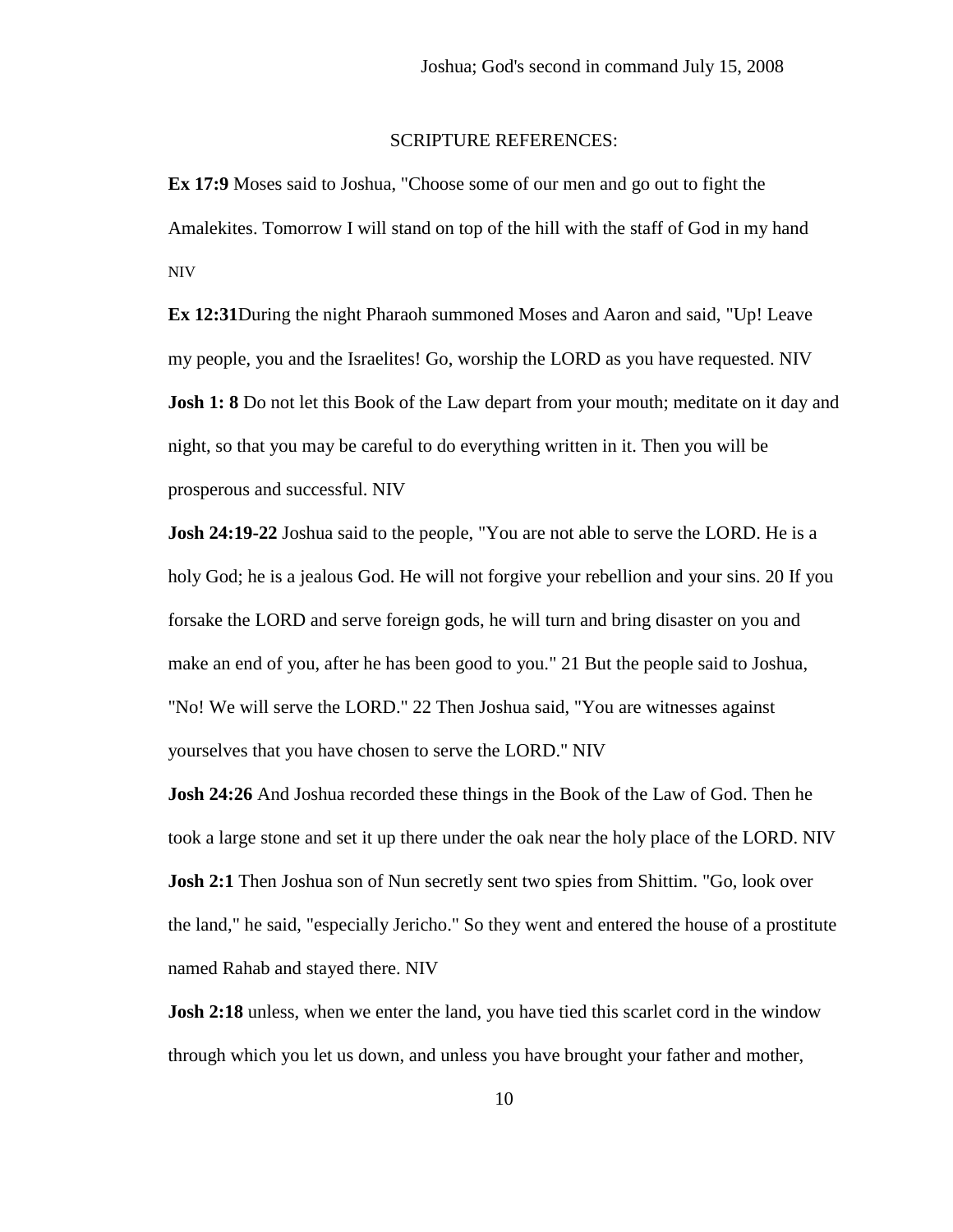SCRIPTURE REFERENCES:

**Ex 17:9** Moses said to Joshua, "Choose some of our men and go out to fight the Amalekites. Tomorrow I will stand on top of the hill with the staff of God in my hand NIV

**Ex 12:31**During the night Pharaoh summoned Moses and Aaron and said, "Up! Leave my people, you and the Israelites! Go, worship the LORD as you have requested. NIV

**Josh 1: 8** Do not let this Book of the Law depart from your mouth; meditate on it day and night, so that you may be careful to do everything written in it. Then you will be prosperous and successful. NIV

**Josh 24:19-22** Joshua said to the people, "You are not able to serve the LORD. He is a holy God; he is a jealous God. He will not forgive your rebellion and your sins. 20 If you forsake the LORD and serve foreign gods, he will turn and bring disaster on you and make an end of you, after he has been good to you." 21 But the people said to Joshua, "No! We will serve the LORD." 22 Then Joshua said, "You are witnesses against yourselves that you have chosen to serve the LORD." NIV

**Josh 24:26** And Joshua recorded these things in the Book of the Law of God. Then he took a large stone and set it up there under the oak near the holy place of the LORD. NIV

**Josh 2:1** Then Joshua son of Nun secretly sent two spies from Shittim. "Go, look over the land," he said, "especially Jericho." So they went and entered the house of a prostitute named Rahab and stayed there. NIV

**Josh 2:18** unless, when we enter the land, you have tied this scarlet cord in the window through which you let us down, and unless you have brought your father and mother,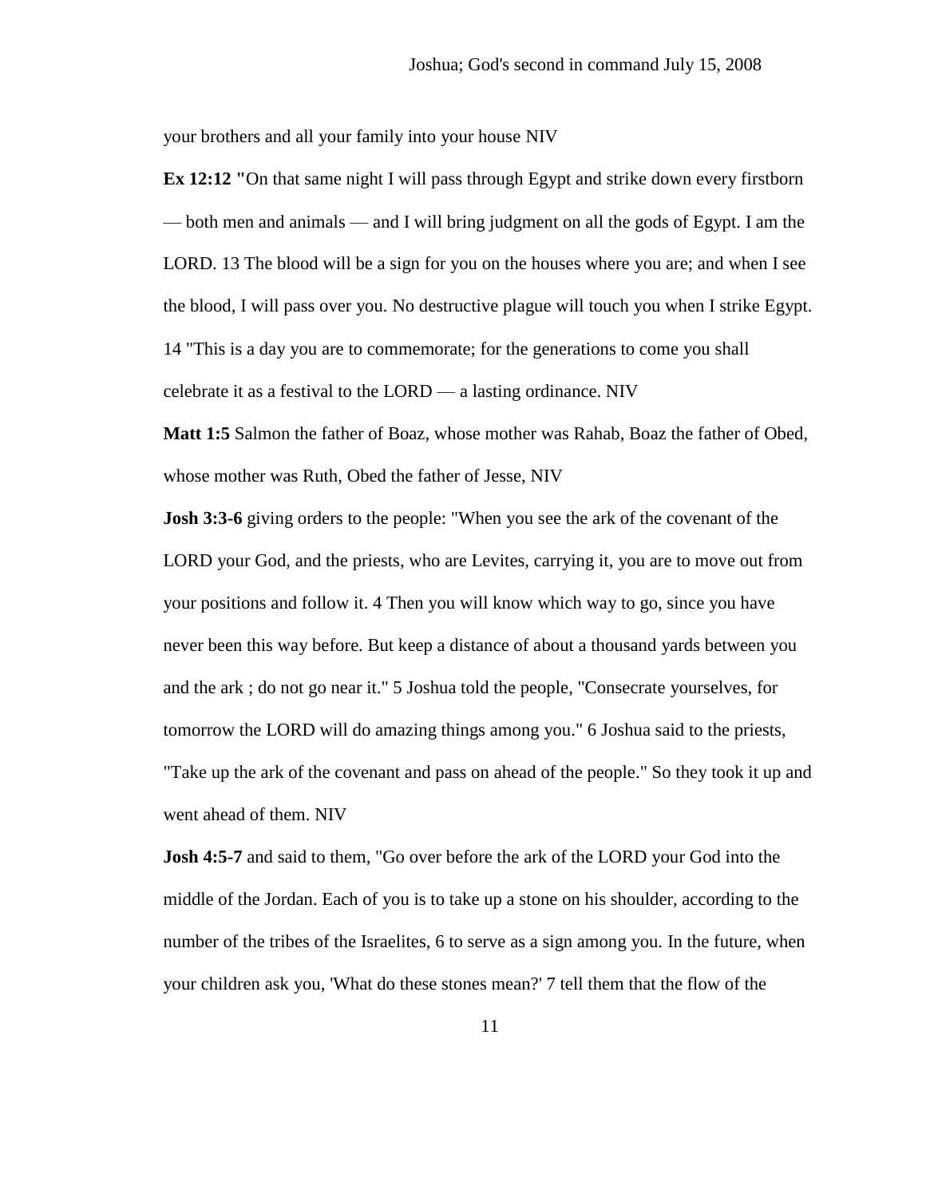your brothers and all your family into your house NIV

**Ex 12:12 "**On that same night I will pass through Egypt and strike down every firstborn — both men and animals — and I will bring judgment on all the gods of Egypt. I am the LORD. 13 The blood will be a sign for you on the houses where you are; and when I see the blood, I will pass over you. No destructive plague will touch you when I strike Egypt. 14 "This is a day you are to commemorate; for the generations to come you shall celebrate it as a festival to the LORD — a lasting ordinance. NIV

**Matt 1:5** Salmon the father of Boaz, whose mother was Rahab, Boaz the father of Obed, whose mother was Ruth, Obed the father of Jesse, NIV

**Josh 3:3-6** giving orders to the people: "When you see the ark of the covenant of the LORD your God, and the priests, who are Levites, carrying it, you are to move out from your positions and follow it. 4 Then you will know which way to go, since you have never been this way before. But keep a distance of about a thousand yards between you and the ark ; do not go near it." 5 Joshua told the people, "Consecrate yourselves, for tomorrow the LORD will do amazing things among you." 6 Joshua said to the priests, "Take up the ark of the covenant and pass on ahead of the people." So they took it up and went ahead of them. NIV

**Josh 4:5-7** and said to them, "Go over before the ark of the LORD your God into the middle of the Jordan. Each of you is to take up a stone on his shoulder, according to the number of the tribes of the Israelites, 6 to serve as a sign among you. In the future, when your children ask you, 'What do these stones mean?' 7 tell them that the flow of the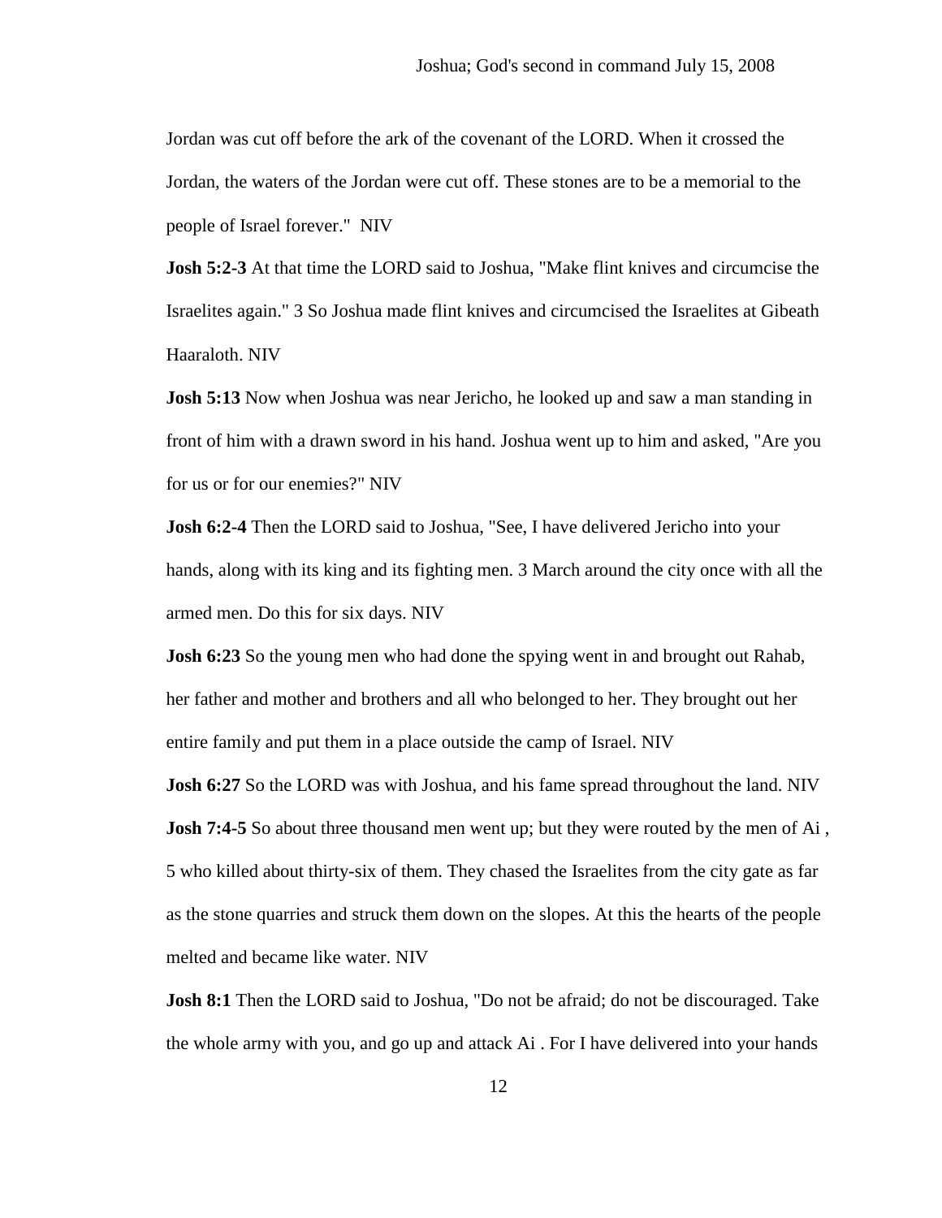Jordan was cut off before the ark of the covenant of the LORD. When it crossed the Jordan, the waters of the Jordan were cut off. These stones are to be a memorial to the people of Israel forever." NIV

**Josh 5:2-3** At that time the LORD said to Joshua, "Make flint knives and circumcise the Israelites again." 3 So Joshua made flint knives and circumcised the Israelites at Gibeath Haaraloth. NIV

**Josh 5:13** Now when Joshua was near Jericho, he looked up and saw a man standing in front of him with a drawn sword in his hand. Joshua went up to him and asked, "Are you for us or for our enemies?" NIV

**Josh 6:2-4** Then the LORD said to Joshua, "See, I have delivered Jericho into your hands, along with its king and its fighting men. 3 March around the city once with all the armed men. Do this for six days. NIV

**Josh 6:23** So the young men who had done the spying went in and brought out Rahab, her father and mother and brothers and all who belonged to her. They brought out her entire family and put them in a place outside the camp of Israel. NIV

**Josh 6:27** So the LORD was with Joshua, and his fame spread throughout the land. NIV

**Josh 7:4-5** So about three thousand men went up; but they were routed by the men of Ai , 5 who killed about thirty-six of them. They chased the Israelites from the city gate as far as the stone quarries and struck them down on the slopes. At this the hearts of the people melted and became like water. NIV

**Josh 8:1** Then the LORD said to Joshua, "Do not be afraid; do not be discouraged. Take the whole army with you, and go up and attack Ai . For I have delivered into your hands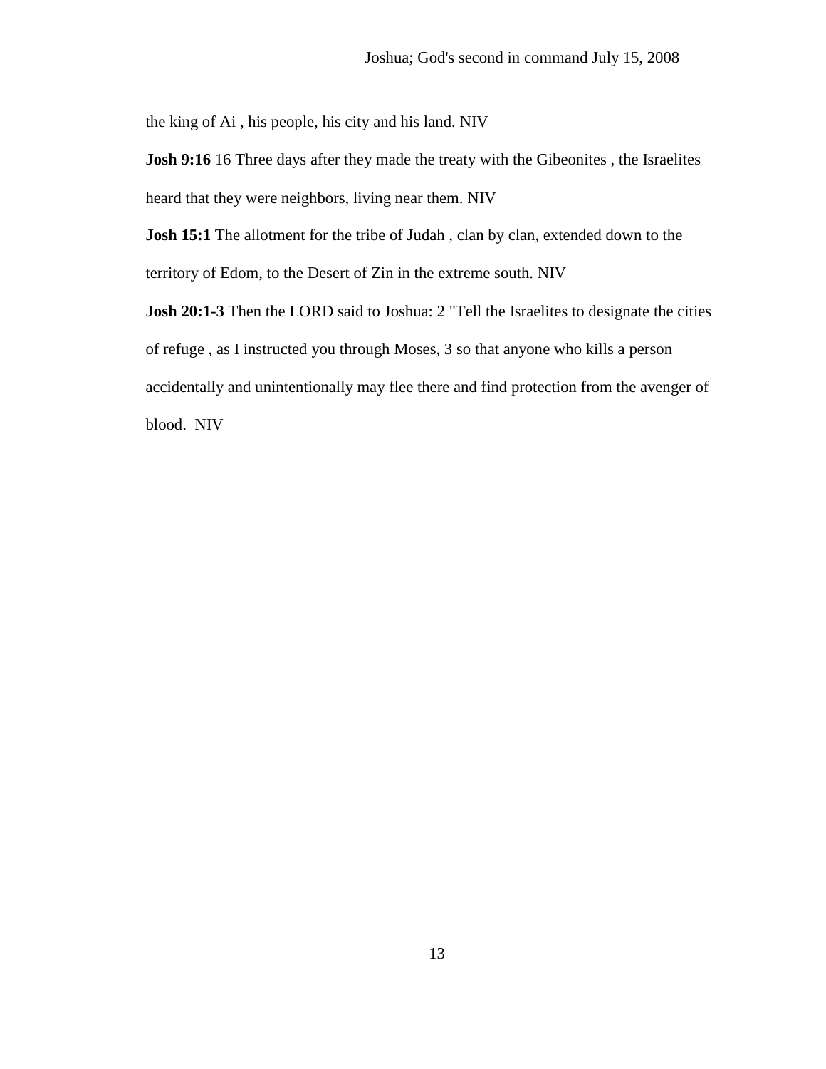the king of Ai , his people, his city and his land. NIV

**Josh 9:16** 16 Three days after they made the treaty with the Gibeonites , the Israelites heard that they were neighbors, living near them. NIV

**Josh 15:1** The allotment for the tribe of Judah , clan by clan, extended down to the territory of Edom, to the Desert of Zin in the extreme south. NIV

**Josh 20:1-3** Then the LORD said to Joshua: 2 "Tell the Israelites to designate the cities of refuge , as I instructed you through Moses, 3 so that anyone who kills a person accidentally and unintentionally may flee there and find protection from the avenger of blood. NIV